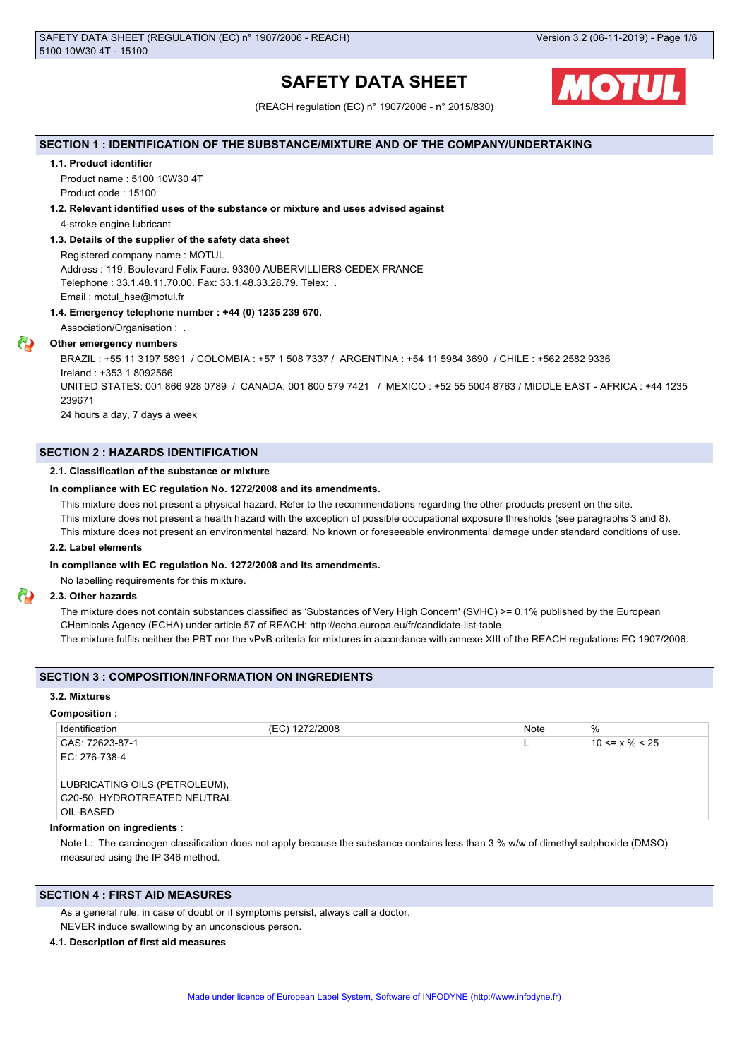# SAFETY DATA SHEET

(REACH regulation (EC) n° 1907/2006 - n° 2015/830)

## SECTION 1 : IDENTIFICATION OF THE SUBSTANCE/MIXTURE AND OF THE COMPANY/UNDERTAKING

### 1.1. Product identifier

Product name : 5100 10W30 4T

Product code : 15100

### 1.2. Relevant identified uses of the substance or mixture and uses advised against

4-stroke engine lubricant

### 1.3. Details of the supplier of the safety data sheet

Registered company name : MOTUL

Address : 119, Boulevard Felix Faure. 93300 AUBERVILLIERS CEDEX FRANCE

Telephone : 33.1.48.11.70.00. Fax: 33.1.48.33.28.79. Telex: .

Email : motul_hse@motul.fr

### 1.4. Emergency telephone number : +44 (0) 1235 239 670.

Association/Organisation : .

**Other emergency numbers**

BRAZIL : +55 11 3197 5891 / COLOMBIA : +57 1 508 7337 / ARGENTINA : +54 11 5984 3690 / CHILE : +562 2582 9336

Ireland : +353 1 8092566

UNITED STATES: 001 866 928 0789 / CANADA: 001 800 579 7421 / MEXICO : +52 55 5004 8763 / MIDDLE EAST - AFRICA : +44 1235 239671

24 hours a day, 7 days a week

## SECTION 2 : HAZARDS IDENTIFICATION

### 2.1. Classification of the substance or mixture

**In compliance with EC regulation No. 1272/2008 and its amendments.**

This mixture does not present a physical hazard. Refer to the recommendations regarding the other products present on the site.

This mixture does not present a health hazard with the exception of possible occupational exposure thresholds (see paragraphs 3 and 8).

This mixture does not present an environmental hazard. No known or foreseeable environmental damage under standard conditions of use.

### 2.2. Label elements

**In compliance with EC regulation No. 1272/2008 and its amendments.**

No labelling requirements for this mixture.

### 2.3. Other hazards

The mixture does not contain substances classified as 'Substances of Very High Concern' (SVHC) >= 0.1% published by the European CHemicals Agency (ECHA) under article 57 of REACH: http://echa.europa.eu/fr/candidate-list-table

The mixture fulfils neither the PBT nor the vPvB criteria for mixtures in accordance with annexe XIII of the REACH regulations EC 1907/2006.

## SECTION 3 : COMPOSITION/INFORMATION ON INGREDIENTS

### 3.2. Mixtures

**Composition :**

| Identification | (EC) 1272/2008 | Note | % |
|---|---|---|---|
| CAS: 72623-87-1<br>EC: 276-738-4<br><br>LUBRICATING OILS (PETROLEUM), C20-50, HYDROTREATED NEUTRAL OIL-BASED | | L | 10 <= x % < 25 |

**Information on ingredients :**

Note L: The carcinogen classification does not apply because the substance contains less than 3 % w/w of dimethyl sulphoxide (DMSO) measured using the IP 346 method.

## SECTION 4 : FIRST AID MEASURES

As a general rule, in case of doubt or if symptoms persist, always call a doctor.

NEVER induce swallowing by an unconscious person.

### 4.1. Description of first aid measures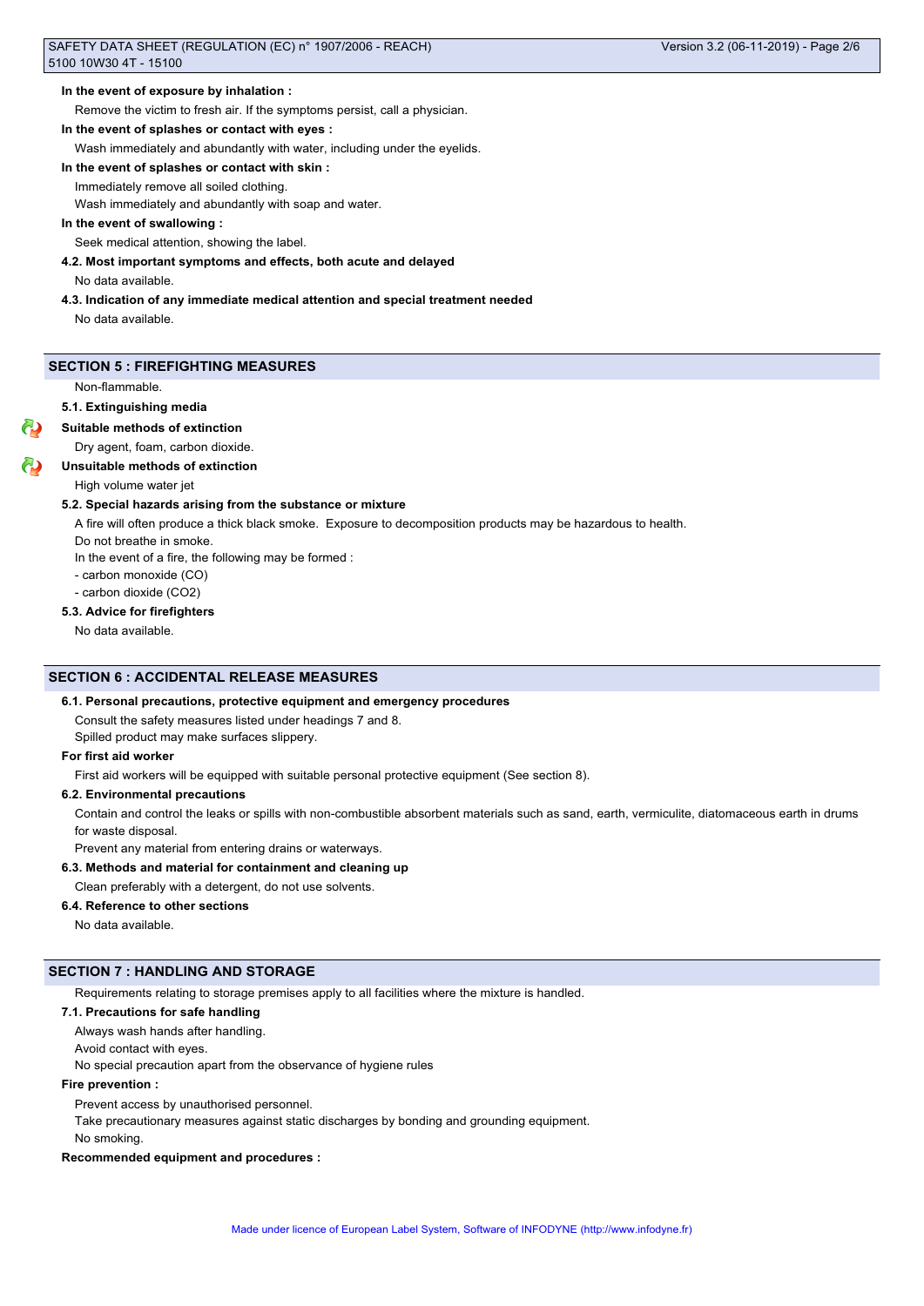**In the event of exposure by inhalation :**

Remove the victim to fresh air. If the symptoms persist, call a physician.

**In the event of splashes or contact with eyes :**

Wash immediately and abundantly with water, including under the eyelids.

**In the event of splashes or contact with skin :**

Immediately remove all soiled clothing.

Wash immediately and abundantly with soap and water.

**In the event of swallowing :**

Seek medical attention, showing the label.

**4.2. Most important symptoms and effects, both acute and delayed**

No data available.

**4.3. Indication of any immediate medical attention and special treatment needed**

No data available.

## SECTION 5 : FIREFIGHTING MEASURES

Non-flammable.

**5.1. Extinguishing media**

**Suitable methods of extinction**

Dry agent, foam, carbon dioxide.

**Unsuitable methods of extinction**

High volume water jet

**5.2. Special hazards arising from the substance or mixture**

A fire will often produce a thick black smoke. Exposure to decomposition products may be hazardous to health.

Do not breathe in smoke.

In the event of a fire, the following may be formed :

- carbon monoxide (CO)
- carbon dioxide ($CO_2$)

**5.3. Advice for firefighters**

No data available.

## SECTION 6 : ACCIDENTAL RELEASE MEASURES

**6.1. Personal precautions, protective equipment and emergency procedures**

Consult the safety measures listed under headings 7 and 8.

Spilled product may make surfaces slippery.

**For first aid worker**

First aid workers will be equipped with suitable personal protective equipment (See section 8).

**6.2. Environmental precautions**

Contain and control the leaks or spills with non-combustible absorbent materials such as sand, earth, vermiculite, diatomaceous earth in drums for waste disposal.

Prevent any material from entering drains or waterways.

**6.3. Methods and material for containment and cleaning up**

Clean preferably with a detergent, do not use solvents.

**6.4. Reference to other sections**

No data available.

## SECTION 7 : HANDLING AND STORAGE

Requirements relating to storage premises apply to all facilities where the mixture is handled.

**7.1. Precautions for safe handling**

Always wash hands after handling.

Avoid contact with eyes.

No special precaution apart from the observance of hygiene rules

**Fire prevention :**

Prevent access by unauthorised personnel.

Take precautionary measures against static discharges by bonding and grounding equipment.

No smoking.

**Recommended equipment and procedures :**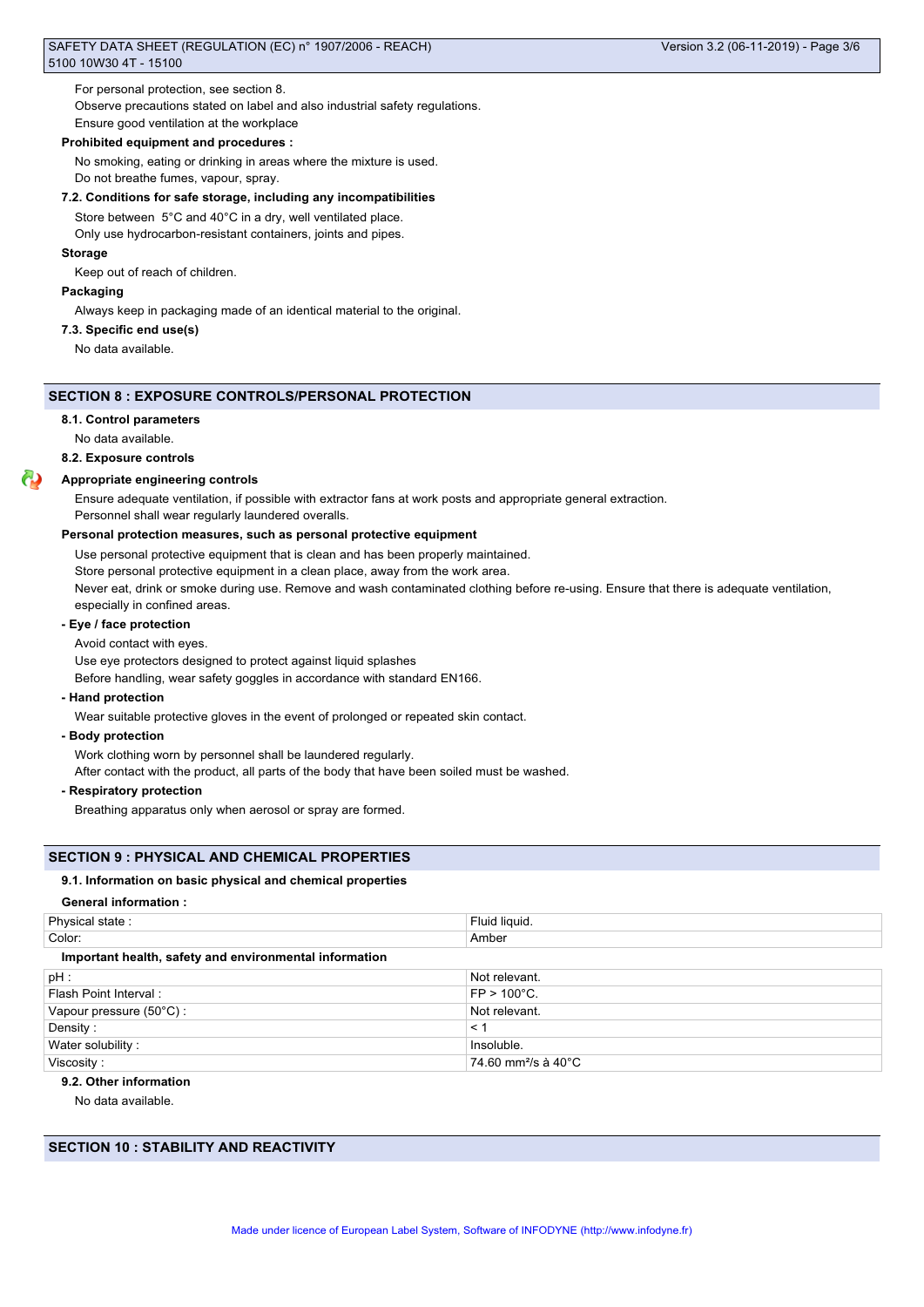For personal protection, see section 8.

Observe precautions stated on label and also industrial safety regulations.

Ensure good ventilation at the workplace

**Prohibited equipment and procedures :**

No smoking, eating or drinking in areas where the mixture is used.

Do not breathe fumes, vapour, spray.

**7.2. Conditions for safe storage, including any incompatibilities**

Store between 5°C and 40°C in a dry, well ventilated place.

Only use hydrocarbon-resistant containers, joints and pipes.

**Storage**

Keep out of reach of children.

**Packaging**

Always keep in packaging made of an identical material to the original.

**7.3. Specific end use(s)**

No data available.

## SECTION 8 : EXPOSURE CONTROLS/PERSONAL PROTECTION

**8.1. Control parameters**

No data available.

**8.2. Exposure controls**

**Appropriate engineering controls**

Ensure adequate ventilation, if possible with extractor fans at work posts and appropriate general extraction.

Personnel shall wear regularly laundered overalls.

**Personal protection measures, such as personal protective equipment**

Use personal protective equipment that is clean and has been properly maintained.

Store personal protective equipment in a clean place, away from the work area.

Never eat, drink or smoke during use. Remove and wash contaminated clothing before re-using. Ensure that there is adequate ventilation, especially in confined areas.

**- Eye / face protection**

Avoid contact with eyes.

Use eye protectors designed to protect against liquid splashes

Before handling, wear safety goggles in accordance with standard EN166.

**- Hand protection**

Wear suitable protective gloves in the event of prolonged or repeated skin contact.

**- Body protection**

Work clothing worn by personnel shall be laundered regularly.

After contact with the product, all parts of the body that have been soiled must be washed.

**- Respiratory protection**

Breathing apparatus only when aerosol or spray are formed.

## SECTION 9 : PHYSICAL AND CHEMICAL PROPERTIES

**9.1. Information on basic physical and chemical properties**

**General information :**

| Physical state : | Fluid liquid. |
|---|---|
| Color: | Amber |

**Important health, safety and environmental information**

| pH : | Not relevant. |
|---|---|
| Flash Point Interval : | FP > 100°C. |
| Vapour pressure (50°C) : | Not relevant. |
| Density : | < 1 |
| Water solubility : | Insoluble. |
| Viscosity : | 74.60 $mm^2/s$ à 40°C |

**9.2. Other information**

No data available.

## SECTION 10 : STABILITY AND REACTIVITY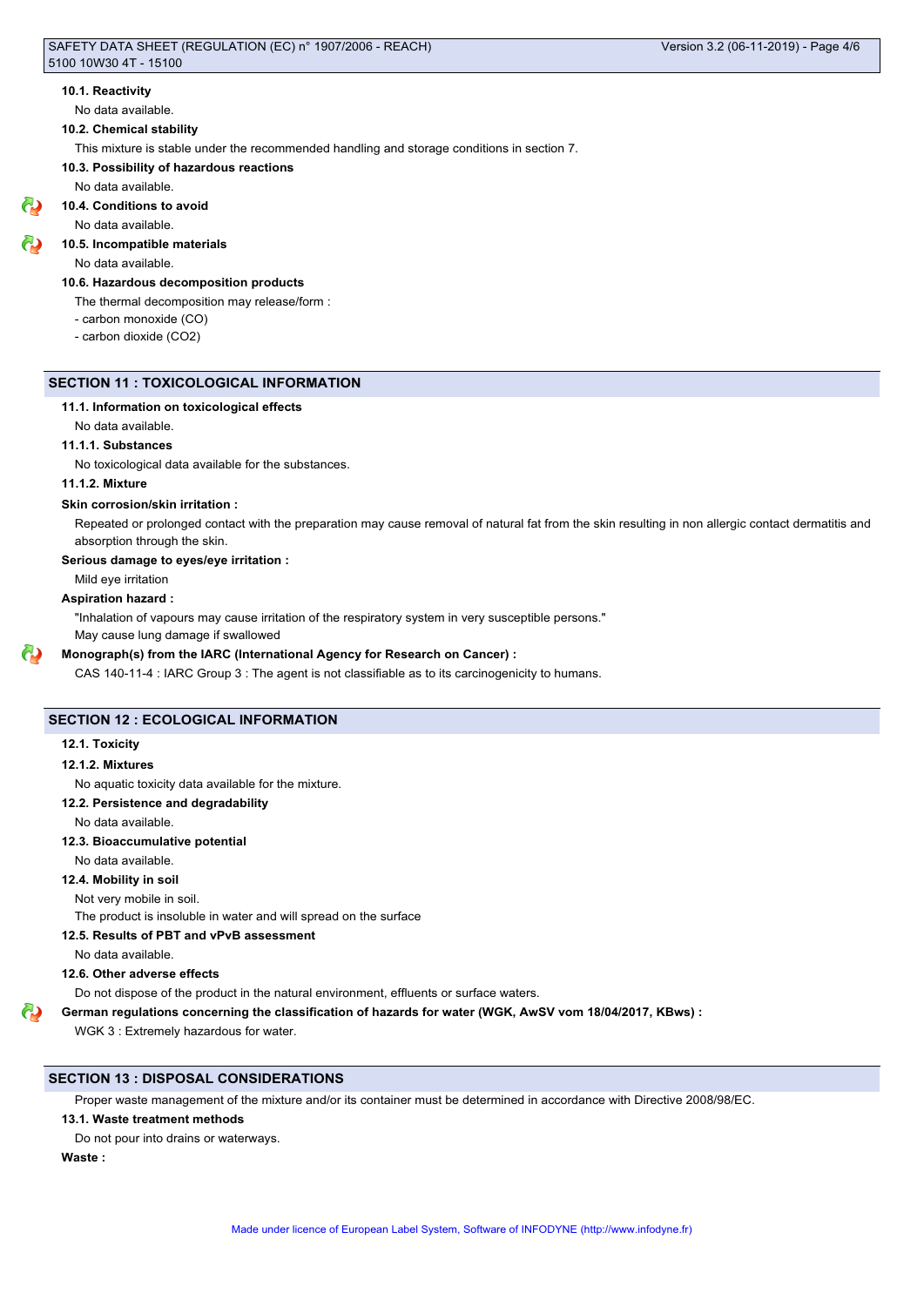**10.1. Reactivity**

No data available.

**10.2. Chemical stability**

This mixture is stable under the recommended handling and storage conditions in section 7.

**10.3. Possibility of hazardous reactions**

No data available.

**10.4. Conditions to avoid**

No data available.

**10.5. Incompatible materials**

No data available.

**10.6. Hazardous decomposition products**

The thermal decomposition may release/form :

- carbon monoxide (CO)
- carbon dioxide ($CO_2$)

## SECTION 11 : TOXICOLOGICAL INFORMATION

**11.1. Information on toxicological effects**

No data available.

**11.1.1. Substances**

No toxicological data available for the substances.

**11.1.2. Mixture**

**Skin corrosion/skin irritation :**

Repeated or prolonged contact with the preparation may cause removal of natural fat from the skin resulting in non allergic contact dermatitis and absorption through the skin.

**Serious damage to eyes/eye irritation :**

Mild eye irritation

**Aspiration hazard :**

"Inhalation of vapours may cause irritation of the respiratory system in very susceptible persons."

May cause lung damage if swallowed

**Monograph(s) from the IARC (International Agency for Research on Cancer) :**

CAS 140-11-4 : IARC Group 3 : The agent is not classifiable as to its carcinogenicity to humans.

## SECTION 12 : ECOLOGICAL INFORMATION

**12.1. Toxicity**

**12.1.2. Mixtures**

No aquatic toxicity data available for the mixture.

**12.2. Persistence and degradability**

No data available.

**12.3. Bioaccumulative potential**

No data available.

**12.4. Mobility in soil**

Not very mobile in soil.

The product is insoluble in water and will spread on the surface

**12.5. Results of PBT and vPvB assessment**

No data available.

**12.6. Other adverse effects**

Do not dispose of the product in the natural environment, effluents or surface waters.

**German regulations concerning the classification of hazards for water (WGK, AwSV vom 18/04/2017, KBws) :**

WGK 3 : Extremely hazardous for water.

## SECTION 13 : DISPOSAL CONSIDERATIONS

Proper waste management of the mixture and/or its container must be determined in accordance with Directive 2008/98/EC.

**13.1. Waste treatment methods**

Do not pour into drains or waterways.

**Waste :**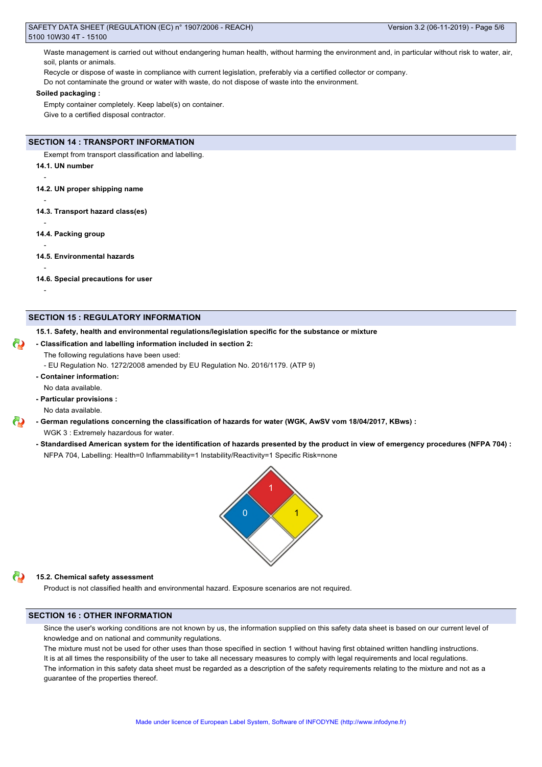Waste management is carried out without endangering human health, without harming the environment and, in particular without risk to water, air, soil, plants or animals.

Recycle or dispose of waste in compliance with current legislation, preferably via a certified collector or company.

Do not contaminate the ground or water with waste, do not dispose of waste into the environment.

**Soiled packaging :**

Empty container completely. Keep label(s) on container.

Give to a certified disposal contractor.

## SECTION 14 : TRANSPORT INFORMATION

Exempt from transport classification and labelling.

**14.1. UN number**

-

**14.2. UN proper shipping name**

-

**14.3. Transport hazard class(es)**

-

**14.4. Packing group**

-

**14.5. Environmental hazards**

-

**14.6. Special precautions for user**

-

## SECTION 15 : REGULATORY INFORMATION

**15.1. Safety, health and environmental regulations/legislation specific for the substance or mixture**

**- Classification and labelling information included in section 2:**

The following regulations have been used:

- EU Regulation No. 1272/2008 amended by EU Regulation No. 2016/1179. (ATP 9)

**- Container information:**

No data available.

**- Particular provisions :**

No data available.

**- German regulations concerning the classification of hazards for water (WGK, AwSV vom 18/04/2017, KBws) :**

WGK 3 : Extremely hazardous for water.

**- Standardised American system for the identification of hazards presented by the product in view of emergency procedures (NFPA 704) :**

NFPA 704, Labelling: Health=0 Inflammability=1 Instability/Reactivity=1 Specific Risk=none

**15.2. Chemical safety assessment**

Product is not classified health and environmental hazard. Exposure scenarios are not required.

## SECTION 16 : OTHER INFORMATION

Since the user's working conditions are not known by us, the information supplied on this safety data sheet is based on our current level of knowledge and on national and community regulations.

The mixture must not be used for other uses than those specified in section 1 without having first obtained written handling instructions.

It is at all times the responsibility of the user to take all necessary measures to comply with legal requirements and local regulations.

The information in this safety data sheet must be regarded as a description of the safety requirements relating to the mixture and not as a guarantee of the properties thereof.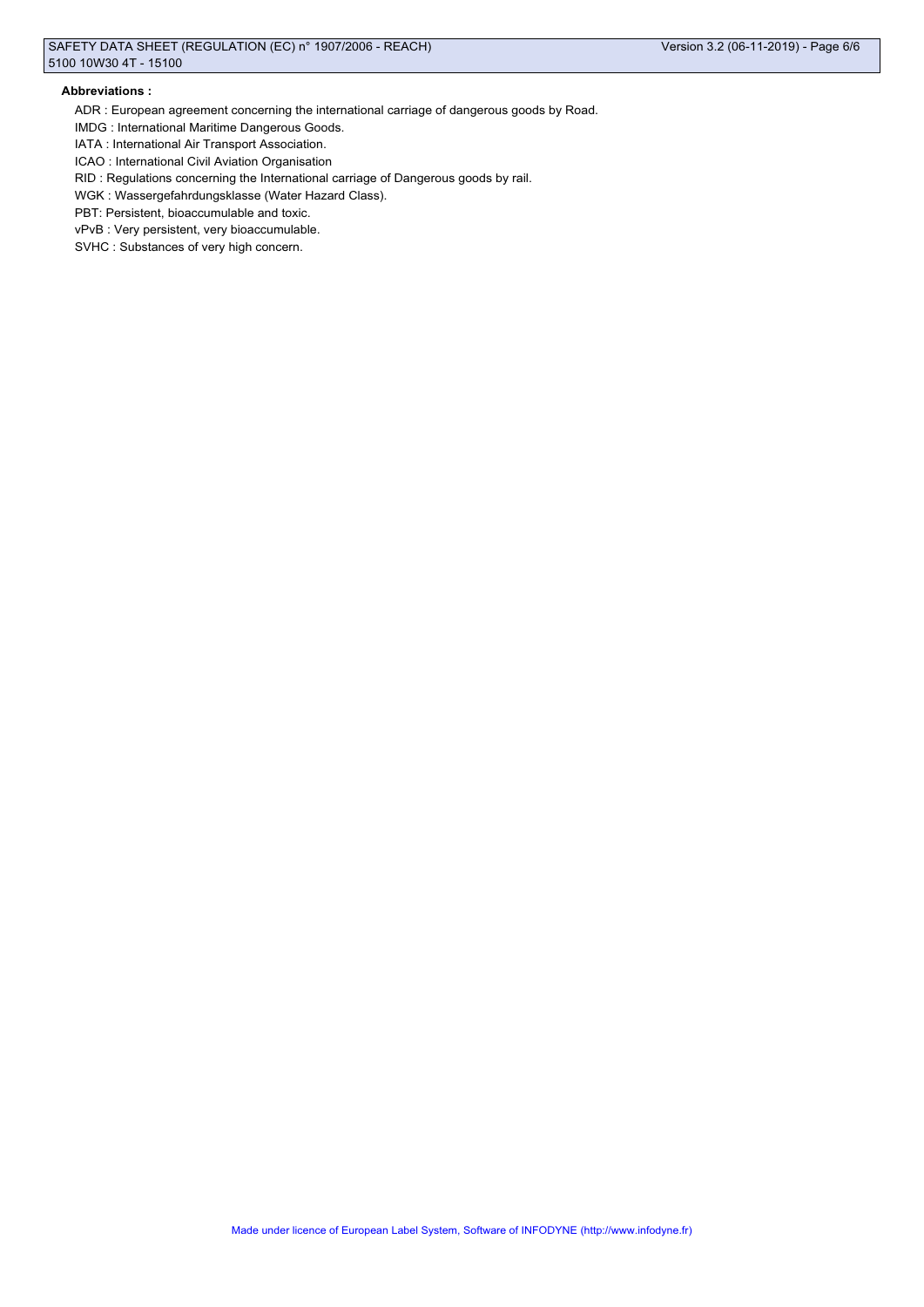**Abbreviations :**

ADR : European agreement concerning the international carriage of dangerous goods by Road.

IMDG : International Maritime Dangerous Goods.

IATA : International Air Transport Association.

ICAO : International Civil Aviation Organisation

RID : Regulations concerning the International carriage of Dangerous goods by rail.

WGK : Wassergefahrdungsklasse (Water Hazard Class).

PBT: Persistent, bioaccumulable and toxic.

vPvB : Very persistent, very bioaccumulable.

SVHC : Substances of very high concern.